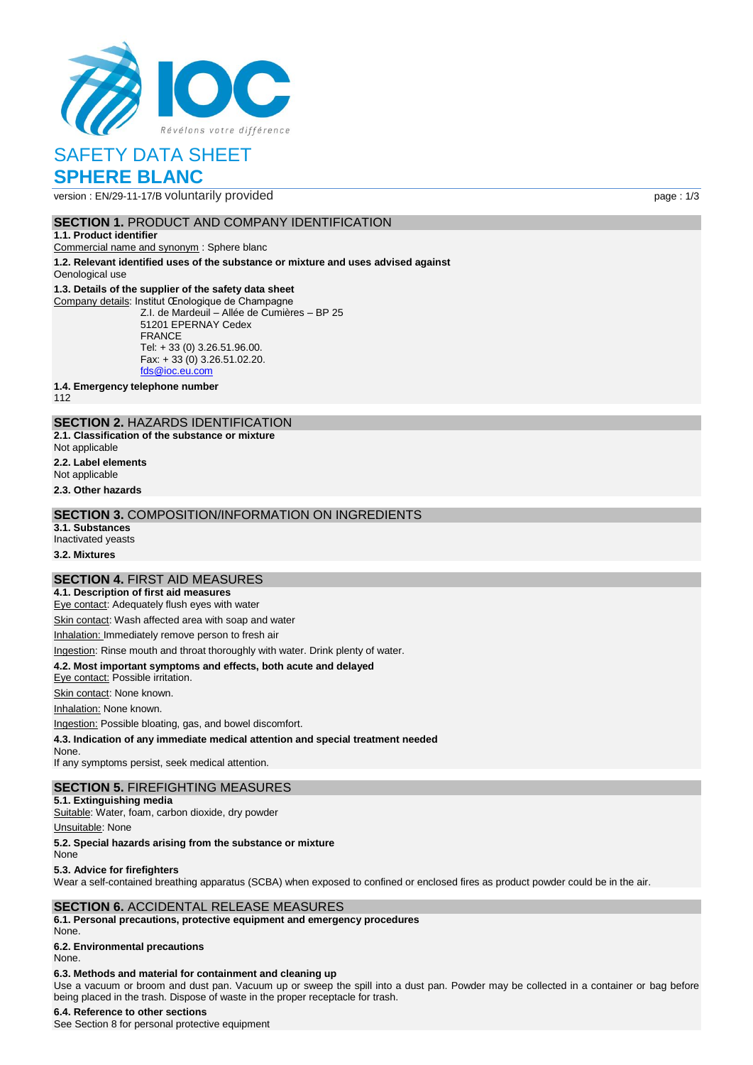# SAFETY DATA SHEET

# SPHERE BLANC

version : EN/29-11-17/B voluntarily provided

## SECTION 1. PRODUCT AND COMPANY IDENTIFICATION

**1.1. Product identifier**

Commercial name and synonym : Sphere blanc

**1.2. Relevant identified uses of the substance or mixture and uses advised against**

Oenological use

**1.3. Details of the supplier of the safety data sheet**

Company details: Institut Œnologique de Champagne
Z.I. de Mardeuil – Allée de Cumières – BP 25
51201 EPERNAY Cedex
FRANCE
Tel: + 33 (0) 3.26.51.96.00.
Fax: + 33 (0) 3.26.51.02.20.
fds@ioc.eu.com

**1.4. Emergency telephone number**

112

## SECTION 2. HAZARDS IDENTIFICATION

**2.1. Classification of the substance or mixture**

Not applicable

**2.2. Label elements**

Not applicable

**2.3. Other hazards**

## SECTION 3. COMPOSITION/INFORMATION ON INGREDIENTS

**3.1. Substances**

Inactivated yeasts

**3.2. Mixtures**

## SECTION 4. FIRST AID MEASURES

**4.1. Description of first aid measures**

Eye contact: Adequately flush eyes with water

Skin contact: Wash affected area with soap and water

Inhalation: Immediately remove person to fresh air

Ingestion: Rinse mouth and throat thoroughly with water. Drink plenty of water.

**4.2. Most important symptoms and effects, both acute and delayed**

Eye contact: Possible irritation.

Skin contact: None known.

Inhalation: None known.

Ingestion: Possible bloating, gas, and bowel discomfort.

**4.3. Indication of any immediate medical attention and special treatment needed**

None.
If any symptoms persist, seek medical attention.

## SECTION 5. FIREFIGHTING MEASURES

**5.1. Extinguishing media**

Suitable: Water, foam, carbon dioxide, dry powder

Unsuitable: None

**5.2. Special hazards arising from the substance or mixture**

None

**5.3. Advice for firefighters**

Wear a self-contained breathing apparatus (SCBA) when exposed to confined or enclosed fires as product powder could be in the air.

## SECTION 6. ACCIDENTAL RELEASE MEASURES

**6.1. Personal precautions, protective equipment and emergency procedures**

None.

**6.2. Environmental precautions**

None.

**6.3. Methods and material for containment and cleaning up**

Use a vacuum or broom and dust pan. Vacuum up or sweep the spill into a dust pan. Powder may be collected in a container or bag before being placed in the trash. Dispose of waste in the proper receptacle for trash.

**6.4. Reference to other sections**

See Section 8 for personal protective equipment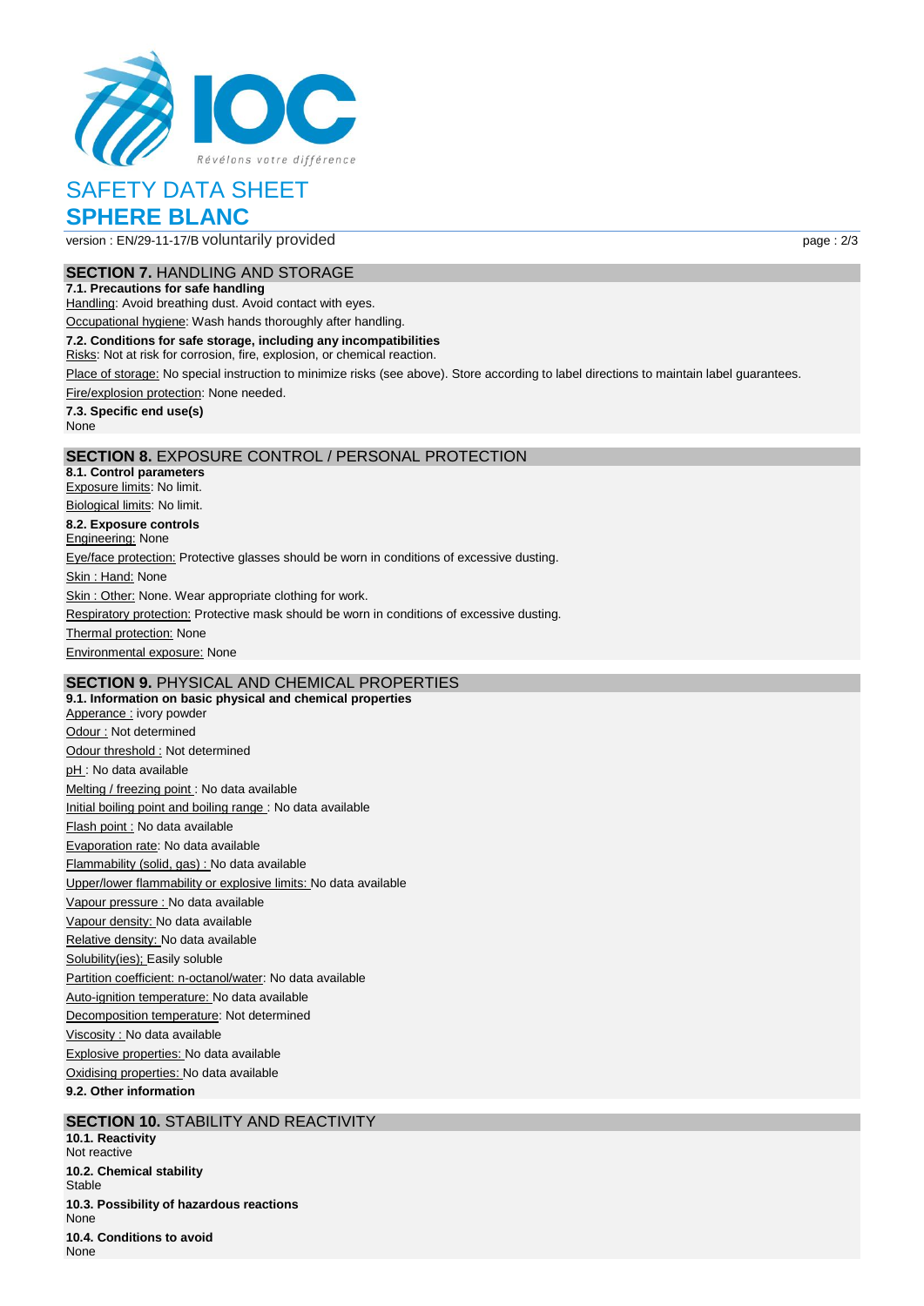# SAFETY DATA SHEET

## SPHERE BLANC

version : EN/29-11-17/B voluntarily provided

## SECTION 7. HANDLING AND STORAGE

**7.1. Precautions for safe handling**

Handling: Avoid breathing dust. Avoid contact with eyes.

Occupational hygiene: Wash hands thoroughly after handling.

**7.2. Conditions for safe storage, including any incompatibilities**

Risks: Not at risk for corrosion, fire, explosion, or chemical reaction.

Place of storage: No special instruction to minimize risks (see above). Store according to label directions to maintain label guarantees.

Fire/explosion protection: None needed.

**7.3. Specific end use(s)**

None

## SECTION 8. EXPOSURE CONTROL / PERSONAL PROTECTION

**8.1. Control parameters**

Exposure limits: No limit.

Biological limits: No limit.

**8.2. Exposure controls**

Engineering: None

Eye/face protection: Protective glasses should be worn in conditions of excessive dusting.

Skin : Hand: None

Skin : Other: None. Wear appropriate clothing for work.

Respiratory protection: Protective mask should be worn in conditions of excessive dusting.

Thermal protection: None

Environmental exposure: None

## SECTION 9. PHYSICAL AND CHEMICAL PROPERTIES

**9.1. Information on basic physical and chemical properties**

Apperance : ivory powder

Odour : Not determined

Odour threshold : Not determined

pH : No data available

Melting / freezing point : No data available

Initial boiling point and boiling range : No data available

Flash point : No data available

Evaporation rate: No data available

Flammability (solid, gas) : No data available

Upper/lower flammability or explosive limits: No data available

Vapour pressure : No data available

Vapour density: No data available

Relative density: No data available

Solubility(ies); Easily soluble

Partition coefficient: n-octanol/water: No data available

Auto-ignition temperature: No data available

Decomposition temperature: Not determined

Viscosity : No data available

Explosive properties: No data available

Oxidising properties: No data available

**9.2. Other information**

## SECTION 10. STABILITY AND REACTIVITY

**10.1. Reactivity**

Not reactive

**10.2. Chemical stability**

Stable

**10.3. Possibility of hazardous reactions**

None

**10.4. Conditions to avoid**

None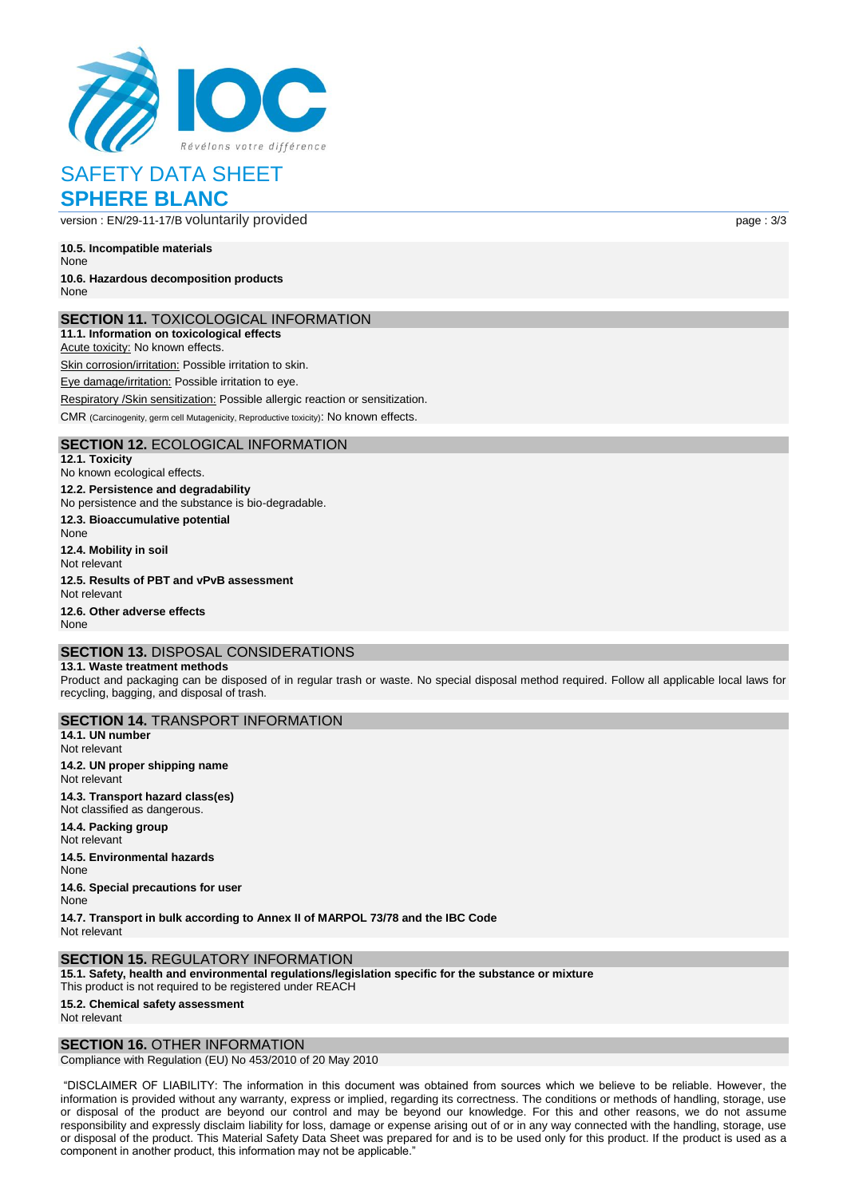# SAFETY DATA SHEET

# SPHERE BLANC

version : EN/29-11-17/B voluntarily provided

**10.5. Incompatible materials**
None

**10.6. Hazardous decomposition products**
None

## SECTION 11. TOXICOLOGICAL INFORMATION

**11.1. Information on toxicological effects**

Acute toxicity: No known effects.

Skin corrosion/irritation: Possible irritation to skin.

Eye damage/irritation: Possible irritation to eye.

Respiratory /Skin sensitization: Possible allergic reaction or sensitization.

CMR (Carcinogenity, germ cell Mutagenicity, Reproductive toxicity): No known effects.

## SECTION 12. ECOLOGICAL INFORMATION

**12.1. Toxicity**
No known ecological effects.

**12.2. Persistence and degradability**
No persistence and the substance is bio-degradable.

**12.3. Bioaccumulative potential**
None

**12.4. Mobility in soil**
Not relevant

**12.5. Results of PBT and vPvB assessment**
Not relevant

**12.6. Other adverse effects**
None

## SECTION 13. DISPOSAL CONSIDERATIONS

**13.1. Waste treatment methods**
Product and packaging can be disposed of in regular trash or waste. No special disposal method required. Follow all applicable local laws for recycling, bagging, and disposal of trash.

## SECTION 14. TRANSPORT INFORMATION

**14.1. UN number**
Not relevant

**14.2. UN proper shipping name**
Not relevant

**14.3. Transport hazard class(es)**
Not classified as dangerous.

**14.4. Packing group**
Not relevant

**14.5. Environmental hazards**
None

**14.6. Special precautions for user**
None

**14.7. Transport in bulk according to Annex II of MARPOL 73/78 and the IBC Code**
Not relevant

## SECTION 15. REGULATORY INFORMATION

**15.1. Safety, health and environmental regulations/legislation specific for the substance or mixture**
This product is not required to be registered under REACH

**15.2. Chemical safety assessment**
Not relevant

## SECTION 16. OTHER INFORMATION

Compliance with Regulation (EU) No 453/2010 of 20 May 2010

"DISCLAIMER OF LIABILITY: The information in this document was obtained from sources which we believe to be reliable. However, the information is provided without any warranty, express or implied, regarding its correctness. The conditions or methods of handling, storage, use or disposal of the product are beyond our control and may be beyond our knowledge. For this and other reasons, we do not assume responsibility and expressly disclaim liability for loss, damage or expense arising out of or in any way connected with the handling, storage, use or disposal of the product. This Material Safety Data Sheet was prepared for and is to be used only for this product. If the product is used as a component in another product, this information may not be applicable."